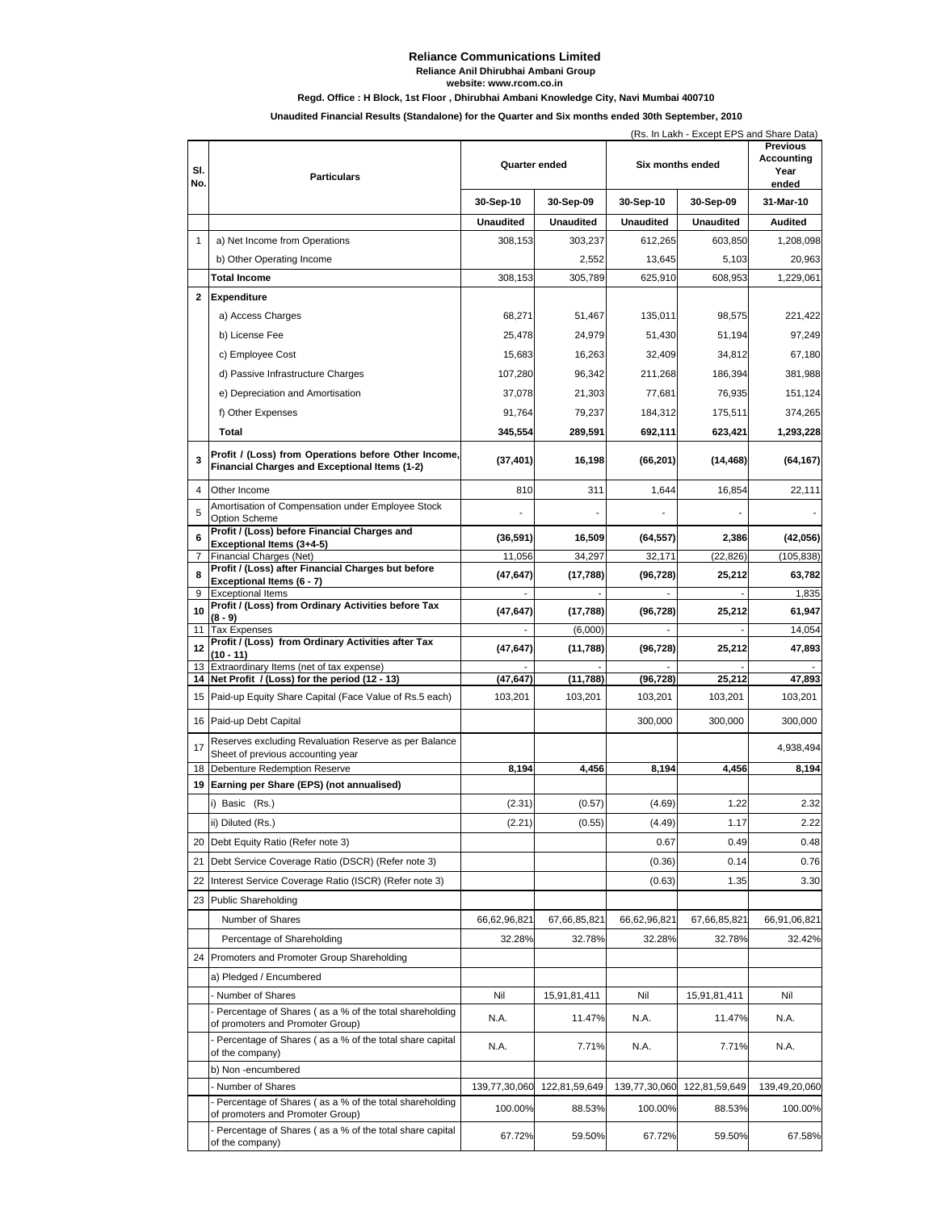# Reliance Communications Limited

**Reliance Anil Dhirubhai Ambani Group**

**website: www.rcom.co.in**

**Regd. Office : H Block, 1st Floor , Dhirubhai Ambani Knowledge City, Navi Mumbai 400710**

**Unaudited Financial Results (Standalone) for the Quarter and Six months ended 30th September, 2010**

(Rs. In Lakh - Except EPS and Share Data)

| Sl. No. | Particulars | Quarter ended | | Six months ended | | Previous Accounting Year ended |
|---|---|---|---|---|---|---|
| | | 30-Sep-10 | 30-Sep-09 | 30-Sep-10 | 30-Sep-09 | 31-Mar-10 |
| | | Unaudited | Unaudited | Unaudited | Unaudited | Audited |
| 1 | a) Net Income from Operations | 308,153 | 303,237 | 612,265 | 603,850 | 1,208,098 |
| | b) Other Operating Income | | 2,552 | 13,645 | 5,103 | 20,963 |
| | **Total Income** | 308,153 | 305,789 | 625,910 | 608,953 | 1,229,061 |
| **2** | **Expenditure** | | | | | |
| | a) Access Charges | 68,271 | 51,467 | 135,011 | 98,575 | 221,422 |
| | b) License Fee | 25,478 | 24,979 | 51,430 | 51,194 | 97,249 |
| | c) Employee Cost | 15,683 | 16,263 | 32,409 | 34,812 | 67,180 |
| | d) Passive Infrastructure Charges | 107,280 | 96,342 | 211,268 | 186,394 | 381,988 |
| | e) Depreciation and Amortisation | 37,078 | 21,303 | 77,681 | 76,935 | 151,124 |
| | f) Other Expenses | 91,764 | 79,237 | 184,312 | 175,511 | 374,265 |
| | **Total** | **345,554** | **289,591** | **692,111** | **623,421** | **1,293,228** |
| **3** | **Profit / (Loss) from Operations before Other Income, Financial Charges and Exceptional Items (1-2)** | **(37,401)** | **16,198** | **(66,201)** | **(14,468)** | **(64,167)** |
| 4 | Other Income | 810 | 311 | 1,644 | 16,854 | 22,111 |
| 5 | Amortisation of Compensation under Employee Stock Option Scheme | - | - | - | - | - |
| **6** | **Profit / (Loss) before Financial Charges and Exceptional Items (3+4-5)** | **(36,591)** | **16,509** | **(64,557)** | **2,386** | **(42,056)** |
| 7 | Financial Charges (Net) | 11,056 | 34,297 | 32,171 | (22,826) | (105,838) |
| **8** | **Profit / (Loss) after Financial Charges but before Exceptional Items (6 - 7)** | **(47,647)** | **(17,788)** | **(96,728)** | **25,212** | **63,782** |
| 9 | Exceptional Items | - | - | - | - | 1,835 |
| **10** | **Profit / (Loss) from Ordinary Activities before Tax (8 - 9)** | **(47,647)** | **(17,788)** | **(96,728)** | **25,212** | **61,947** |
| 11 | Tax Expenses | - | (6,000) | - | - | 14,054 |
| **12** | **Profit / (Loss) from Ordinary Activities after Tax (10 - 11)** | **(47,647)** | **(11,788)** | **(96,728)** | **25,212** | **47,893** |
| 13 | Extraordinary Items (net of tax expense) | - | - | - | - | - |
| **14** | **Net Profit / (Loss) for the period (12 - 13)** | **(47,647)** | **(11,788)** | **(96,728)** | **25,212** | **47,893** |
| 15 | Paid-up Equity Share Capital (Face Value of Rs.5 each) | 103,201 | 103,201 | 103,201 | 103,201 | 103,201 |
| 16 | Paid-up Debt Capital | | | 300,000 | 300,000 | 300,000 |
| 17 | Reserves excluding Revaluation Reserve as per Balance Sheet of previous accounting year | | | | | 4,938,494 |
| 18 | Debenture Redemption Reserve | **8,194** | **4,456** | **8,194** | **4,456** | **8,194** |
| **19** | **Earning per Share (EPS) (not annualised)** | | | | | |
| | i) Basic (Rs.) | (2.31) | (0.57) | (4.69) | 1.22 | 2.32 |
| | ii) Diluted (Rs.) | (2.21) | (0.55) | (4.49) | 1.17 | 2.22 |
| 20 | Debt Equity Ratio (Refer note 3) | | | 0.67 | 0.49 | 0.48 |
| 21 | Debt Service Coverage Ratio (DSCR) (Refer note 3) | | | (0.36) | 0.14 | 0.76 |
| 22 | Interest Service Coverage Ratio (ISCR) (Refer note 3) | | | (0.63) | 1.35 | 3.30 |
| 23 | Public Shareholding | | | | | |
| | Number of Shares | 66,62,96,821 | 67,66,85,821 | 66,62,96,821 | 67,66,85,821 | 66,91,06,821 |
| | Percentage of Shareholding | 32.28% | 32.78% | 32.28% | 32.78% | 32.42% |
| 24 | Promoters and Promoter Group Shareholding | | | | | |
| | a) Pledged / Encumbered | | | | | |
| | - Number of Shares | Nil | 15,91,81,411 | Nil | 15,91,81,411 | Nil |
| | - Percentage of Shares ( as a % of the total shareholding of promoters and Promoter Group) | N.A. | 11.47% | N.A. | 11.47% | N.A. |
| | - Percentage of Shares ( as a % of the total share capital of the company) | N.A. | 7.71% | N.A. | 7.71% | N.A. |
| | b) Non -encumbered | | | | | |
| | - Number of Shares | 139,77,30,060 | 122,81,59,649 | 139,77,30,060 | 122,81,59,649 | 139,49,20,060 |
| | - Percentage of Shares ( as a % of the total shareholding of promoters and Promoter Group) | 100.00% | 88.53% | 100.00% | 88.53% | 100.00% |
| | - Percentage of Shares ( as a % of the total share capital of the company) | 67.72% | 59.50% | 67.72% | 59.50% | 67.58% |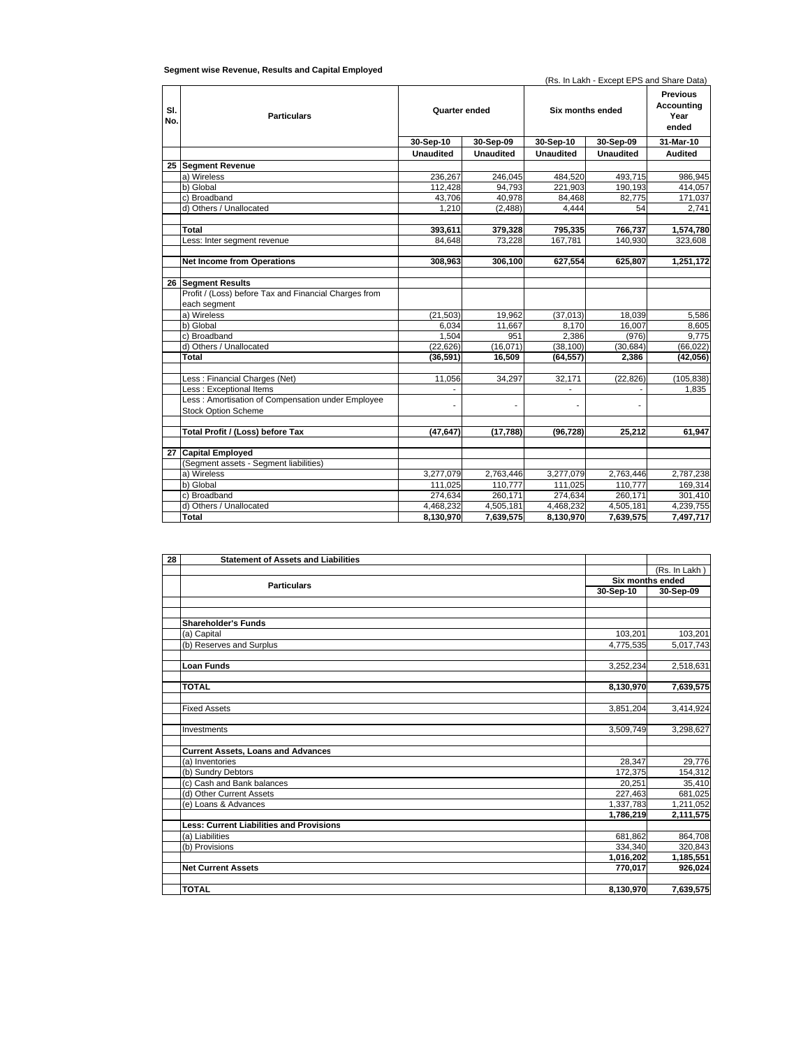**Segment wise Revenue, Results and Capital Employed**

(Rs. In Lakh - Except EPS and Share Data)

| Sl. No. | Particulars | Quarter ended | | Six months ended | | Previous Accounting Year ended |
|---|---|---|---|---|---|---|
| | | 30-Sep-10 | 30-Sep-09 | 30-Sep-10 | 30-Sep-09 | 31-Mar-10 |
| | | Unaudited | Unaudited | Unaudited | Unaudited | Audited |
| 25 | **Segment Revenue** | | | | | |
| | a) Wireless | 236,267 | 246,045 | 484,520 | 493,715 | 986,945 |
| | b) Global | 112,428 | 94,793 | 221,903 | 190,193 | 414,057 |
| | c) Broadband | 43,706 | 40,978 | 84,468 | 82,775 | 171,037 |
| | d) Others / Unallocated | 1,210 | (2,488) | 4,444 | 54 | 2,741 |
| | **Total** | **393,611** | **379,328** | **795,335** | **766,737** | **1,574,780** |
| | Less: Inter segment revenue | 84,648 | 73,228 | 167,781 | 140,930 | 323,608 |
| | **Net Income from Operations** | **308,963** | **306,100** | **627,554** | **625,807** | **1,251,172** |
| 26 | **Segment Results** | | | | | |
| | Profit / (Loss) before Tax and Financial Charges from each segment | | | | | |
| | a) Wireless | (21,503) | 19,962 | (37,013) | 18,039 | 5,586 |
| | b) Global | 6,034 | 11,667 | 8,170 | 16,007 | 8,605 |
| | c) Broadband | 1,504 | 951 | 2,386 | (976) | 9,775 |
| | d) Others / Unallocated | (22,626) | (16,071) | (38,100) | (30,684) | (66,022) |
| | **Total** | **(36,591)** | **16,509** | **(64,557)** | **2,386** | **(42,056)** |
| | Less : Financial Charges (Net) | 11,056 | 34,297 | 32,171 | (22,826) | (105,838) |
| | Less : Exceptional Items | - | | - | - | 1,835 |
| | Less : Amortisation of Compensation under Employee Stock Option Scheme | - | - | - | - | |
| | **Total Profit / (Loss) before Tax** | **(47,647)** | **(17,788)** | **(96,728)** | **25,212** | **61,947** |
| 27 | **Capital Employed** | | | | | |
| | (Segment assets - Segment liabilities) | | | | | |
| | a) Wireless | 3,277,079 | 2,763,446 | 3,277,079 | 2,763,446 | 2,787,238 |
| | b) Global | 111,025 | 110,777 | 111,025 | 110,777 | 169,314 |
| | c) Broadband | 274,634 | 260,171 | 274,634 | 260,171 | 301,410 |
| | d) Others / Unallocated | 4,468,232 | 4,505,181 | 4,468,232 | 4,505,181 | 4,239,755 |
| | **Total** | **8,130,970** | **7,639,575** | **8,130,970** | **7,639,575** | **7,497,717** |

| 28 | **Statement of Assets and Liabilities** | | |
|---|---|---|---|
| | | | (Rs. In Lakh ) |
| | **Particulars** | **Six months ended** | |
| | | **30-Sep-10** | **30-Sep-09** |
| | **Shareholder's Funds** | | |
| | (a) Capital | 103,201 | 103,201 |
| | (b) Reserves and Surplus | 4,775,535 | 5,017,743 |
| | **Loan Funds** | 3,252,234 | 2,518,631 |
| | **TOTAL** | **8,130,970** | **7,639,575** |
| | Fixed Assets | 3,851,204 | 3,414,924 |
| | Investments | 3,509,749 | 3,298,627 |
| | **Current Assets, Loans and Advances** | | |
| | (a) Inventories | 28,347 | 29,776 |
| | (b) Sundry Debtors | 172,375 | 154,312 |
| | (c) Cash and Bank balances | 20,251 | 35,410 |
| | (d) Other Current Assets | 227,463 | 681,025 |
| | (e) Loans & Advances | 1,337,783 | 1,211,052 |
| | | **1,786,219** | **2,111,575** |
| | **Less: Current Liabilities and Provisions** | | |
| | (a) Liabilities | 681,862 | 864,708 |
| | (b) Provisions | 334,340 | 320,843 |
| | | **1,016,202** | **1,185,551** |
| | **Net Current Assets** | **770,017** | **926,024** |
| | **TOTAL** | **8,130,970** | **7,639,575** |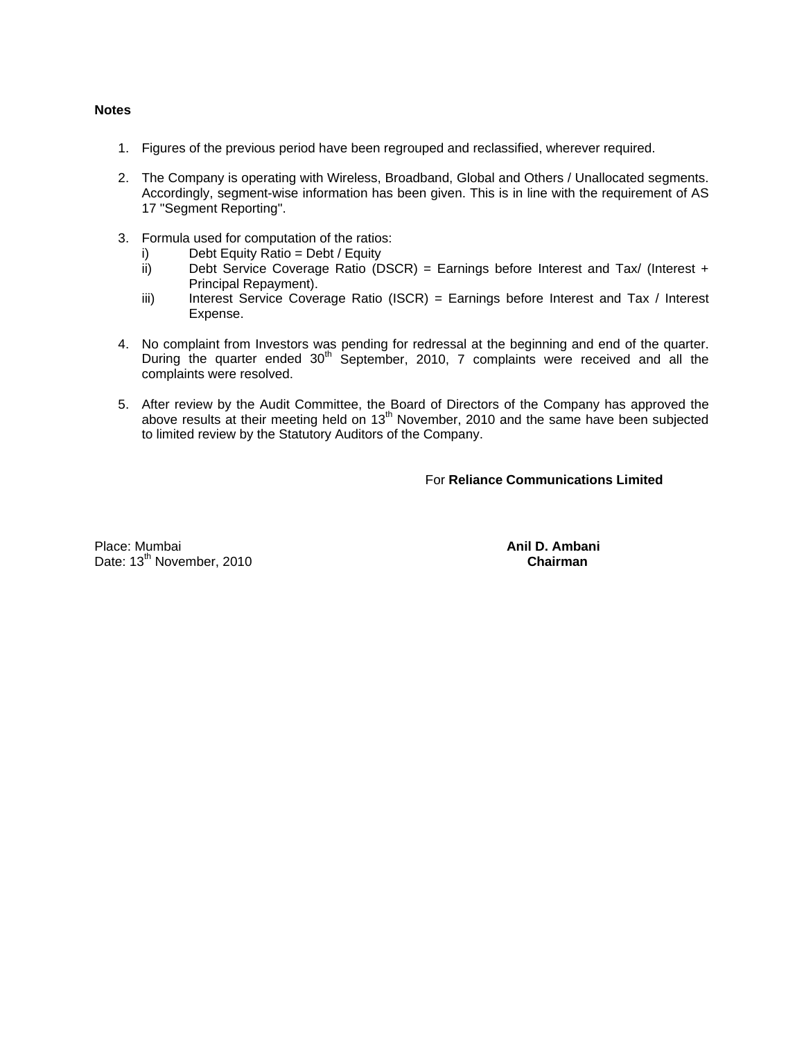**Notes**

1. Figures of the previous period have been regrouped and reclassified, wherever required.

2. The Company is operating with Wireless, Broadband, Global and Others / Unallocated segments. Accordingly, segment-wise information has been given. This is in line with the requirement of AS 17 "Segment Reporting".

3. Formula used for computation of the ratios:
   i) Debt Equity Ratio = Debt / Equity
   ii) Debt Service Coverage Ratio (DSCR) = Earnings before Interest and Tax/ (Interest + Principal Repayment).
   iii) Interest Service Coverage Ratio (ISCR) = Earnings before Interest and Tax / Interest Expense.

4. No complaint from Investors was pending for redressal at the beginning and end of the quarter. During the quarter ended 30th September, 2010, 7 complaints were received and all the complaints were resolved.

5. After review by the Audit Committee, the Board of Directors of the Company has approved the above results at their meeting held on 13th November, 2010 and the same have been subjected to limited review by the Statutory Auditors of the Company.

For **Reliance Communications Limited**

Place: Mumbai
Date: 13th November, 2010

**Anil D. Ambani**
**Chairman**